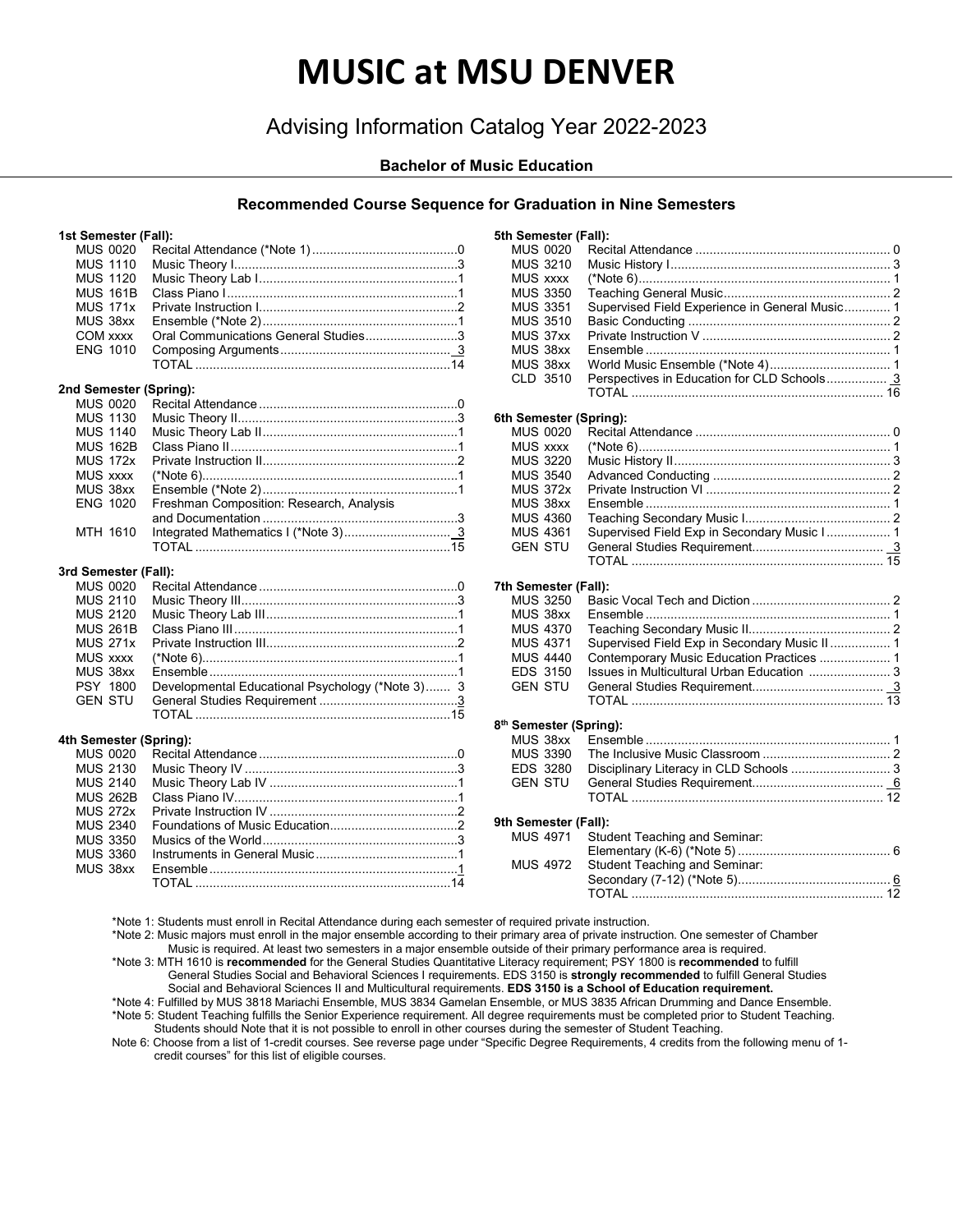# MUSIC at MSU DENVER

## Advising Information Catalog Year 2022-2023

### Bachelor of Music Education

### Recommended Course Sequence for Graduation in Nine Semesters

**1st Semester (Fall):**

| Course | Title | Credits |
|---|---|---|
| MUS 0020 | Recital Attendance (*Note 1) | 0 |
| MUS 1110 | Music Theory I | 3 |
| MUS 1120 | Music Theory Lab I | 1 |
| MUS 161B | Class Piano I | 1 |
| MUS 171x | Private Instruction I | 2 |
| MUS 38xx | Ensemble (*Note 2) | 1 |
| COM xxxx | Oral Communications General Studies | 3 |
| ENG 1010 | Composing Arguments | 3 |
| | TOTAL | 14 |

**2nd Semester (Spring):**

| Course | Title | Credits |
|---|---|---|
| MUS 0020 | Recital Attendance | 0 |
| MUS 1130 | Music Theory II | 3 |
| MUS 1140 | Music Theory Lab II | 1 |
| MUS 162B | Class Piano II | 1 |
| MUS 172x | Private Instruction II | 2 |
| MUS xxxx | (*Note 6) | 1 |
| MUS 38xx | Ensemble (*Note 2) | 1 |
| ENG 1020 | Freshman Composition: Research, Analysis and Documentation | 3 |
| MTH 1610 | Integrated Mathematics I (*Note 3) | 3 |
| | TOTAL | 15 |

**3rd Semester (Fall):**

| Course | Title | Credits |
|---|---|---|
| MUS 0020 | Recital Attendance | 0 |
| MUS 2110 | Music Theory III | 3 |
| MUS 2120 | Music Theory Lab III | 1 |
| MUS 261B | Class Piano III | 1 |
| MUS 271x | Private Instruction III | 2 |
| MUS xxxx | (*Note 6) | 1 |
| MUS 38xx | Ensemble | 1 |
| PSY 1800 | Developmental Educational Psychology (*Note 3) | 3 |
| GEN STU | General Studies Requirement | 3 |
| | TOTAL | 15 |

**4th Semester (Spring):**

| Course | Title | Credits |
|---|---|---|
| MUS 0020 | Recital Attendance | 0 |
| MUS 2130 | Music Theory IV | 3 |
| MUS 2140 | Music Theory Lab IV | 1 |
| MUS 262B | Class Piano IV | 1 |
| MUS 272x | Private Instruction IV | 2 |
| MUS 2340 | Foundations of Music Education | 2 |
| MUS 3350 | Musics of the World | 3 |
| MUS 3360 | Instruments in General Music | 1 |
| MUS 38xx | Ensemble | 1 |
| | TOTAL | 14 |

**5th Semester (Fall):**

| Course | Title | Credits |
|---|---|---|
| MUS 0020 | Recital Attendance | 0 |
| MUS 3210 | Music History I | 3 |
| MUS xxxx | (*Note 6) | 1 |
| MUS 3350 | Teaching General Music | 2 |
| MUS 3351 | Supervised Field Experience in General Music | 1 |
| MUS 3510 | Basic Conducting | 2 |
| MUS 37xx | Private Instruction V | 2 |
| MUS 38xx | Ensemble | 1 |
| MUS 38xx | World Music Ensemble (*Note 4) | 1 |
| CLD 3510 | Perspectives in Education for CLD Schools | 3 |
| | TOTAL | 16 |

**6th Semester (Spring):**

| Course | Title | Credits |
|---|---|---|
| MUS 0020 | Recital Attendance | 0 |
| MUS xxxx | (*Note 6) | 1 |
| MUS 3220 | Music History II | 3 |
| MUS 3540 | Advanced Conducting | 2 |
| MUS 372x | Private Instruction VI | 2 |
| MUS 38xx | Ensemble | 1 |
| MUS 4360 | Teaching Secondary Music I | 2 |
| MUS 4361 | Supervised Field Exp in Secondary Music I | 1 |
| GEN STU | General Studies Requirement | 3 |
| | TOTAL | 15 |

**7th Semester (Fall):**

| Course | Title | Credits |
|---|---|---|
| MUS 3250 | Basic Vocal Tech and Diction | 2 |
| MUS 38xx | Ensemble | 1 |
| MUS 4370 | Teaching Secondary Music II | 2 |
| MUS 4371 | Supervised Field Exp in Secondary Music II | 1 |
| MUS 4440 | Contemporary Music Education Practices | 1 |
| EDS 3150 | Issues in Multicultural Urban Education | 3 |
| GEN STU | General Studies Requirement | 3 |
| | TOTAL | 13 |

**8th Semester (Spring):**

| Course | Title | Credits |
|---|---|---|
| MUS 38xx | Ensemble | 1 |
| MUS 3390 | The Inclusive Music Classroom | 2 |
| EDS 3280 | Disciplinary Literacy in CLD Schools | 3 |
| GEN STU | General Studies Requirement | 6 |
| | TOTAL | 12 |

**9th Semester (Fall):**

| Course | Title | Credits |
|---|---|---|
| MUS 4971 | Student Teaching and Seminar: Elementary (K-6) (*Note 5) | 6 |
| MUS 4972 | Student Teaching and Seminar: Secondary (7-12) (*Note 5) | 6 |
| | TOTAL | 12 |

*Note 1: Students must enroll in Recital Attendance during each semester of required private instruction.

*Note 2: Music majors must enroll in the major ensemble according to their primary area of private instruction. One semester of Chamber Music is required. At least two semesters in a major ensemble outside of their primary performance area is required.

*Note 3: MTH 1610 is **recommended** for the General Studies Quantitative Literacy requirement; PSY 1800 is **recommended** to fulfill General Studies Social and Behavioral Sciences I requirements. EDS 3150 is **strongly recommended** to fulfill General Studies Social and Behavioral Sciences II and Multicultural requirements. **EDS 3150 is a School of Education requirement.**

*Note 4: Fulfilled by MUS 3818 Mariachi Ensemble, MUS 3834 Gamelan Ensemble, or MUS 3835 African Drumming and Dance Ensemble.

*Note 5: Student Teaching fulfills the Senior Experience requirement. All degree requirements must be completed prior to Student Teaching. Students should Note that it is not possible to enroll in other courses during the semester of Student Teaching.

Note 6: Choose from a list of 1-credit courses. See reverse page under "Specific Degree Requirements, 4 credits from the following menu of 1-credit courses" for this list of eligible courses.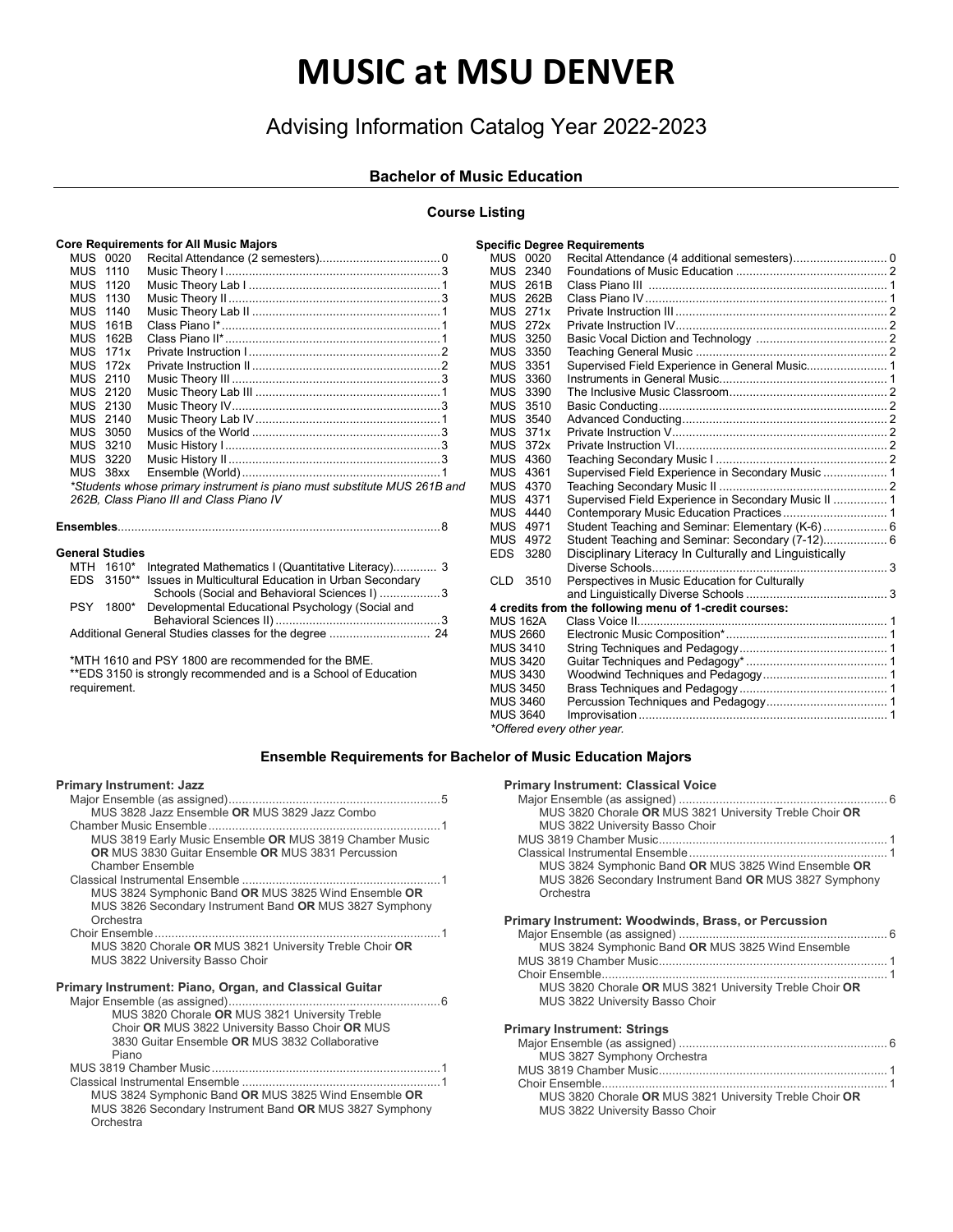# MUSIC at MSU DENVER

## Advising Information Catalog Year 2022-2023

### Bachelor of Music Education

#### Course Listing

**Core Requirements for All Music Majors**

| | | | |
|---|---|---|---|
| MUS | 0020 | Recital Attendance (2 semesters) | 0 |
| MUS | 1110 | Music Theory I | 3 |
| MUS | 1120 | Music Theory Lab I | 1 |
| MUS | 1130 | Music Theory II | 3 |
| MUS | 1140 | Music Theory Lab II | 1 |
| MUS | 161B | Class Piano I* | 1 |
| MUS | 162B | Class Piano II* | 1 |
| MUS | 171x | Private Instruction I | 2 |
| MUS | 172x | Private Instruction II | 2 |
| MUS | 2110 | Music Theory III | 3 |
| MUS | 2120 | Music Theory Lab III | 1 |
| MUS | 2130 | Music Theory IV | 3 |
| MUS | 2140 | Music Theory Lab IV | 1 |
| MUS | 3050 | Musics of the World | 3 |
| MUS | 3210 | Music History I | 3 |
| MUS | 3220 | Music History II | 3 |
| MUS | 38xx | Ensemble (World) | 1 |

*Students whose primary instrument is piano must substitute MUS 261B and 262B, Class Piano III and Class Piano IV*

**Ensembles** ............ 8

**General Studies**

| | | | |
|---|---|---|---|
| MTH | 1610* | Integrated Mathematics I (Quantitative Literacy) | 3 |
| EDS | 3150** | Issues in Multicultural Education in Urban Secondary Schools (Social and Behavioral Sciences I) | 3 |
| PSY | 1800* | Developmental Educational Psychology (Social and Behavioral Sciences II) | 3 |
| | | Additional General Studies classes for the degree | 24 |

*MTH 1610 and PSY 1800 are recommended for the BME.
**EDS 3150 is strongly recommended and is a School of Education requirement.

**Specific Degree Requirements**

| | | | |
|---|---|---|---|
| MUS | 0020 | Recital Attendance (4 additional semesters) | 0 |
| MUS | 2340 | Foundations of Music Education | 2 |
| MUS | 261B | Class Piano III | 1 |
| MUS | 262B | Class Piano IV | 1 |
| MUS | 271x | Private Instruction III | 2 |
| MUS | 272x | Private Instruction IV | 2 |
| MUS | 3250 | Basic Vocal Diction and Technology | 2 |
| MUS | 3350 | Teaching General Music | 2 |
| MUS | 3351 | Supervised Field Experience in General Music | 1 |
| MUS | 3360 | Instruments in General Music | 1 |
| MUS | 3390 | The Inclusive Music Classroom | 2 |
| MUS | 3510 | Basic Conducting | 2 |
| MUS | 3540 | Advanced Conducting | 2 |
| MUS | 371x | Private Instruction V | 2 |
| MUS | 372x | Private Instruction VI | 2 |
| MUS | 4360 | Teaching Secondary Music I | 2 |
| MUS | 4361 | Supervised Field Experience in Secondary Music | 1 |
| MUS | 4370 | Teaching Secondary Music II | 2 |
| MUS | 4371 | Supervised Field Experience in Secondary Music II | 1 |
| MUS | 4440 | Contemporary Music Education Practices | 1 |
| MUS | 4971 | Student Teaching and Seminar: Elementary (K-6) | 6 |
| MUS | 4972 | Student Teaching and Seminar: Secondary (7-12) | 6 |
| EDS | 3280 | Disciplinary Literacy In Culturally and Linguistically Diverse Schools | 3 |
| CLD | 3510 | Perspectives in Music Education for Culturally and Linguistically Diverse Schools | 3 |

**4 credits from the following menu of 1-credit courses:**

| | | |
|---|---|---|
| MUS 162A | Class Voice II | 1 |
| MUS 2660 | Electronic Music Composition* | 1 |
| MUS 3410 | String Techniques and Pedagogy | 1 |
| MUS 3420 | Guitar Techniques and Pedagogy* | 1 |
| MUS 3430 | Woodwind Techniques and Pedagogy | 1 |
| MUS 3450 | Brass Techniques and Pedagogy | 1 |
| MUS 3460 | Percussion Techniques and Pedagogy | 1 |
| MUS 3640 | Improvisation | 1 |

*Offered every other year.*

#### Ensemble Requirements for Bachelor of Music Education Majors

**Primary Instrument: Jazz**

- Major Ensemble (as assigned) ............ 5
  - MUS 3828 Jazz Ensemble **OR** MUS 3829 Jazz Combo
- Chamber Music Ensemble ............ 1
  - MUS 3819 Early Music Ensemble **OR** MUS 3819 Chamber Music **OR** MUS 3830 Guitar Ensemble **OR** MUS 3831 Percussion Chamber Ensemble
- Classical Instrumental Ensemble ............ 1
  - MUS 3824 Symphonic Band **OR** MUS 3825 Wind Ensemble **OR** MUS 3826 Secondary Instrument Band **OR** MUS 3827 Symphony Orchestra
- Choir Ensemble ............ 1
  - MUS 3820 Chorale **OR** MUS 3821 University Treble Choir **OR** MUS 3822 University Basso Choir

**Primary Instrument: Piano, Organ, and Classical Guitar**

- Major Ensemble (as assigned) ............ 6
  - MUS 3820 Chorale **OR** MUS 3821 University Treble Choir **OR** MUS 3822 University Basso Choir **OR** MUS 3830 Guitar Ensemble **OR** MUS 3832 Collaborative Piano
- MUS 3819 Chamber Music ............ 1
- Classical Instrumental Ensemble ............ 1
  - MUS 3824 Symphonic Band **OR** MUS 3825 Wind Ensemble **OR** MUS 3826 Secondary Instrument Band **OR** MUS 3827 Symphony Orchestra

**Primary Instrument: Classical Voice**

- Major Ensemble (as assigned) ............ 6
  - MUS 3820 Chorale **OR** MUS 3821 University Treble Choir **OR** MUS 3822 University Basso Choir
- MUS 3819 Chamber Music ............ 1
- Classical Instrumental Ensemble ............ 1
  - MUS 3824 Symphonic Band **OR** MUS 3825 Wind Ensemble **OR** MUS 3826 Secondary Instrument Band **OR** MUS 3827 Symphony Orchestra

**Primary Instrument: Woodwinds, Brass, or Percussion**

- Major Ensemble (as assigned) ............ 6
  - MUS 3824 Symphonic Band **OR** MUS 3825 Wind Ensemble
- MUS 3819 Chamber Music ............ 1
- Choir Ensemble ............ 1
  - MUS 3820 Chorale **OR** MUS 3821 University Treble Choir **OR** MUS 3822 University Basso Choir

**Primary Instrument: Strings**

- Major Ensemble (as assigned) ............ 6
  - MUS 3827 Symphony Orchestra
- MUS 3819 Chamber Music ............ 1
- Choir Ensemble ............ 1
  - MUS 3820 Chorale **OR** MUS 3821 University Treble Choir **OR** MUS 3822 University Basso Choir